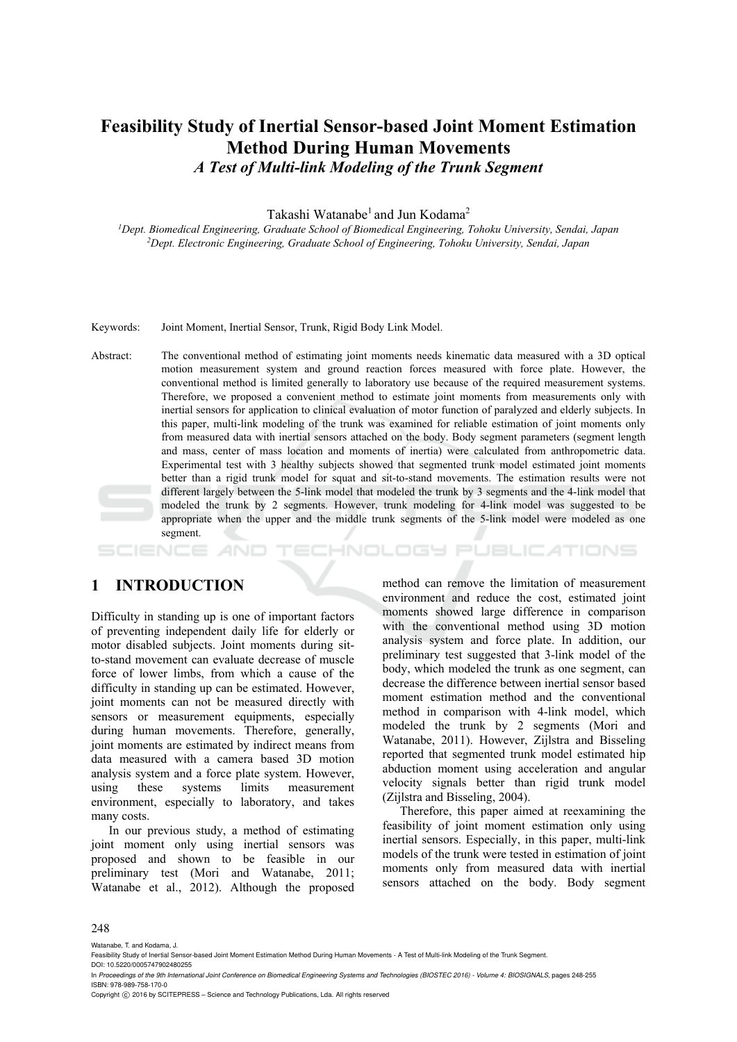# Feasibility Study of Inertial Sensor-based Joint Moment Estimation Method During Human Movements

## *A Test of Multi-link Modeling of the Trunk Segment*

Takashi Watanabe[1] and Jun Kodama[2]

[1]*Dept. Biomedical Engineering, Graduate School of Biomedical Engineering, Tohoku University, Sendai, Japan*
[2]*Dept. Electronic Engineering, Graduate School of Engineering, Tohoku University, Sendai, Japan*

Keywords: Joint Moment, Inertial Sensor, Trunk, Rigid Body Link Model.

Abstract: The conventional method of estimating joint moments needs kinematic data measured with a 3D optical motion measurement system and ground reaction forces measured with force plate. However, the conventional method is limited generally to laboratory use because of the required measurement systems. Therefore, we proposed a convenient method to estimate joint moments from measurements only with inertial sensors for application to clinical evaluation of motor function of paralyzed and elderly subjects. In this paper, multi-link modeling of the trunk was examined for reliable estimation of joint moments only from measured data with inertial sensors attached on the body. Body segment parameters (segment length and mass, center of mass location and moments of inertia) were calculated from anthropometric data. Experimental test with 3 healthy subjects showed that segmented trunk model estimated joint moments better than a rigid trunk model for squat and sit-to-stand movements. The estimation results were not different largely between the 5-link model that modeled the trunk by 3 segments and the 4-link model that modeled the trunk by 2 segments. However, trunk modeling for 4-link model was suggested to be appropriate when the upper and the middle trunk segments of the 5-link model were modeled as one segment.

## 1 INTRODUCTION

Difficulty in standing up is one of important factors of preventing independent daily life for elderly or motor disabled subjects. Joint moments during sit-to-stand movement can evaluate decrease of muscle force of lower limbs, from which a cause of the difficulty in standing up can be estimated. However, joint moments can not be measured directly with sensors or measurement equipments, especially during human movements. Therefore, generally, joint moments are estimated by indirect means from data measured with a camera based 3D motion analysis system and a force plate system. However, using these systems limits measurement environment, especially to laboratory, and takes many costs.

In our previous study, a method of estimating joint moment only using inertial sensors was proposed and shown to be feasible in our preliminary test (Mori and Watanabe, 2011; Watanabe et al., 2012). Although the proposed method can remove the limitation of measurement environment and reduce the cost, estimated joint moments showed large difference in comparison with the conventional method using 3D motion analysis system and force plate. In addition, our preliminary test suggested that 3-link model of the body, which modeled the trunk as one segment, can decrease the difference between inertial sensor based moment estimation method and the conventional method in comparison with 4-link model, which modeled the trunk by 2 segments (Mori and Watanabe, 2011). However, Zijlstra and Bisseling reported that segmented trunk model estimated hip abduction moment using acceleration and angular velocity signals better than rigid trunk model (Zijlstra and Bisseling, 2004).

Therefore, this paper aimed at reexamining the feasibility of joint moment estimation only using inertial sensors. Especially, in this paper, multi-link models of the trunk were tested in estimation of joint moments only from measured data with inertial sensors attached on the body. Body segment

Watanabe, T. and Kodama, J.
Feasibility Study of Inertial Sensor-based Joint Moment Estimation Method During Human Movements - A Test of Multi-link Modeling of the Trunk Segment.
DOI: 10.5220/0005747902480255
In *Proceedings of the 9th International Joint Conference on Biomedical Engineering Systems and Technologies (BIOSTEC 2016) - Volume 4: BIOSIGNALS*, pages 248-255
ISBN: 978-989-758-170-0
Copyright © 2016 by SCITEPRESS – Science and Technology Publications, Lda. All rights reserved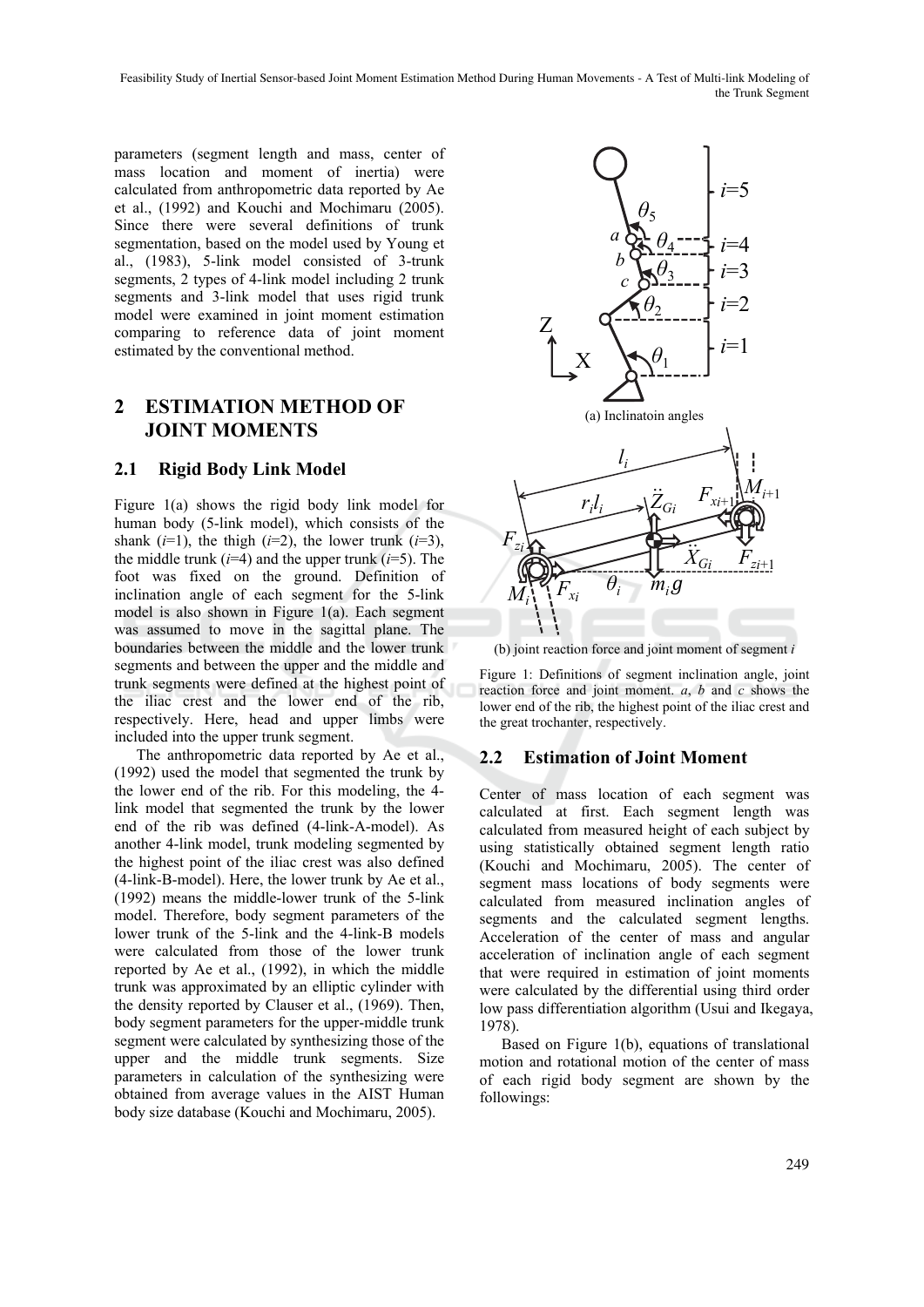parameters (segment length and mass, center of mass location and moment of inertia) were calculated from anthropometric data reported by Ae et al., (1992) and Kouchi and Mochimaru (2005). Since there were several definitions of trunk segmentation, based on the model used by Young et al., (1983), 5-link model consisted of 3-trunk segments, 2 types of 4-link model including 2 trunk segments and 3-link model that uses rigid trunk model were examined in joint moment estimation comparing to reference data of joint moment estimated by the conventional method.

## 2 ESTIMATION METHOD OF JOINT MOMENTS

### 2.1 Rigid Body Link Model

Figure 1(a) shows the rigid body link model for human body (5-link model), which consists of the shank ($i$=1), the thigh ($i$=2), the lower trunk ($i$=3), the middle trunk ($i$=4) and the upper trunk ($i$=5). The foot was fixed on the ground. Definition of inclination angle of each segment for the 5-link model is also shown in Figure 1(a). Each segment was assumed to move in the sagittal plane. The boundaries between the middle and the lower trunk segments and between the upper and the middle and trunk segments were defined at the highest point of the iliac crest and the lower end of the rib, respectively. Here, head and upper limbs were included into the upper trunk segment.

The anthropometric data reported by Ae et al., (1992) used the model that segmented the trunk by the lower end of the rib. For this modeling, the 4-link model that segmented the trunk by the lower end of the rib was defined (4-link-A-model). As another 4-link model, trunk modeling segmented by the highest point of the iliac crest was also defined (4-link-B-model). Here, the lower trunk by Ae et al., (1992) means the middle-lower trunk of the 5-link model. Therefore, body segment parameters of the lower trunk of the 5-link and the 4-link-B models were calculated from those of the lower trunk reported by Ae et al., (1992), in which the middle trunk was approximated by an elliptic cylinder with the density reported by Clauser et al., (1969). Then, body segment parameters for the upper-middle trunk segment were calculated by synthesizing those of the upper and the middle trunk segments. Size parameters in calculation of the synthesizing were obtained from average values in the AIST Human body size database (Kouchi and Mochimaru, 2005).

(a) Inclinatoin angles

(b) joint reaction force and joint moment of segment $i$

Figure 1: Definitions of segment inclination angle, joint reaction force and joint moment. $a$, $b$ and $c$ shows the lower end of the rib, the highest point of the iliac crest and the great trochanter, respectively.

### 2.2 Estimation of Joint Moment

Center of mass location of each segment was calculated at first. Each segment length was calculated from measured height of each subject by using statistically obtained segment length ratio (Kouchi and Mochimaru, 2005). The center of segment mass locations of body segments were calculated from measured inclination angles of segments and the calculated segment lengths. Acceleration of the center of mass and angular acceleration of inclination angle of each segment that were required in estimation of joint moments were calculated by the differential using third order low pass differentiation algorithm (Usui and Ikegaya, 1978).

Based on Figure 1(b), equations of translational motion and rotational motion of the center of mass of each rigid body segment are shown by the followings: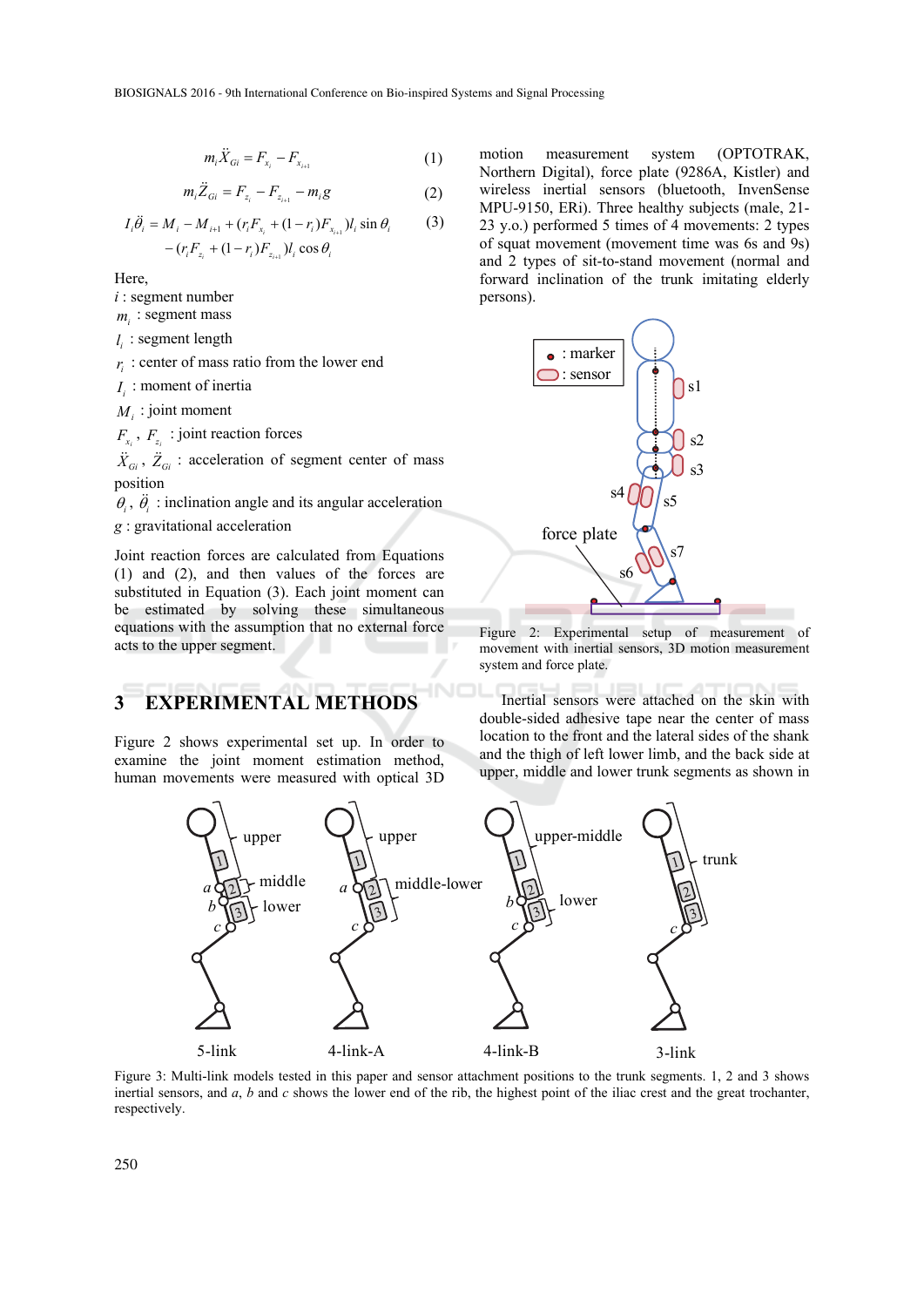$$m_i \ddot{X}_{Gi} = F_{x_i} - F_{x_{i+1}} \quad (1)$$

$$m_i \ddot{Z}_{Gi} = F_{z_i} - F_{z_{i+1}} - m_i g \quad (2)$$

$$I_i \ddot{\theta}_i = M_i - M_{i+1} + (r_i F_{x_i} + (1-r_i) F_{x_{i+1}}) l_i \sin\theta_i - (r_i F_{z_i} + (1-r_i) F_{z_{i+1}}) l_i \cos\theta_i \quad (3)$$

Here,

$i$ : segment number
$m_i$ : segment mass
$l_i$ : segment length
$r_i$ : center of mass ratio from the lower end
$I_i$ : moment of inertia
$M_i$ : joint moment
$F_{x_i}$, $F_{z_i}$ : joint reaction forces
$\ddot{X}_{Gi}$, $\ddot{Z}_{Gi}$ : acceleration of segment center of mass position
$\theta_i$, $\ddot{\theta}_i$ : inclination angle and its angular acceleration
$g$ : gravitational acceleration

Joint reaction forces are calculated from Equations (1) and (2), and then values of the forces are substituted in Equation (3). Each joint moment can be estimated by solving these simultaneous equations with the assumption that no external force acts to the upper segment.

## 3 EXPERIMENTAL METHODS

Figure 2 shows experimental set up. In order to examine the joint moment estimation method, human movements were measured with optical 3D motion measurement system (OPTOTRAK, Northern Digital), force plate (9286A, Kistler) and wireless inertial sensors (bluetooth, InvenSense MPU-9150, ERi). Three healthy subjects (male, 21-23 y.o.) performed 5 times of 4 movements: 2 types of squat movement (movement time was 6s and 9s) and 2 types of sit-to-stand movement (normal and forward inclination of the trunk imitating elderly persons).

Figure 2: Experimental setup of measurement of movement with inertial sensors, 3D motion measurement system and force plate.

Inertial sensors were attached on the skin with double-sided adhesive tape near the center of mass location to the front and the lateral sides of the shank and the thigh of left lower limb, and the back side at upper, middle and lower trunk segments as shown in

Figure 3: Multi-link models tested in this paper and sensor attachment positions to the trunk segments. 1, 2 and 3 shows inertial sensors, and $a$, $b$ and $c$ shows the lower end of the rib, the highest point of the iliac crest and the great trochanter, respectively.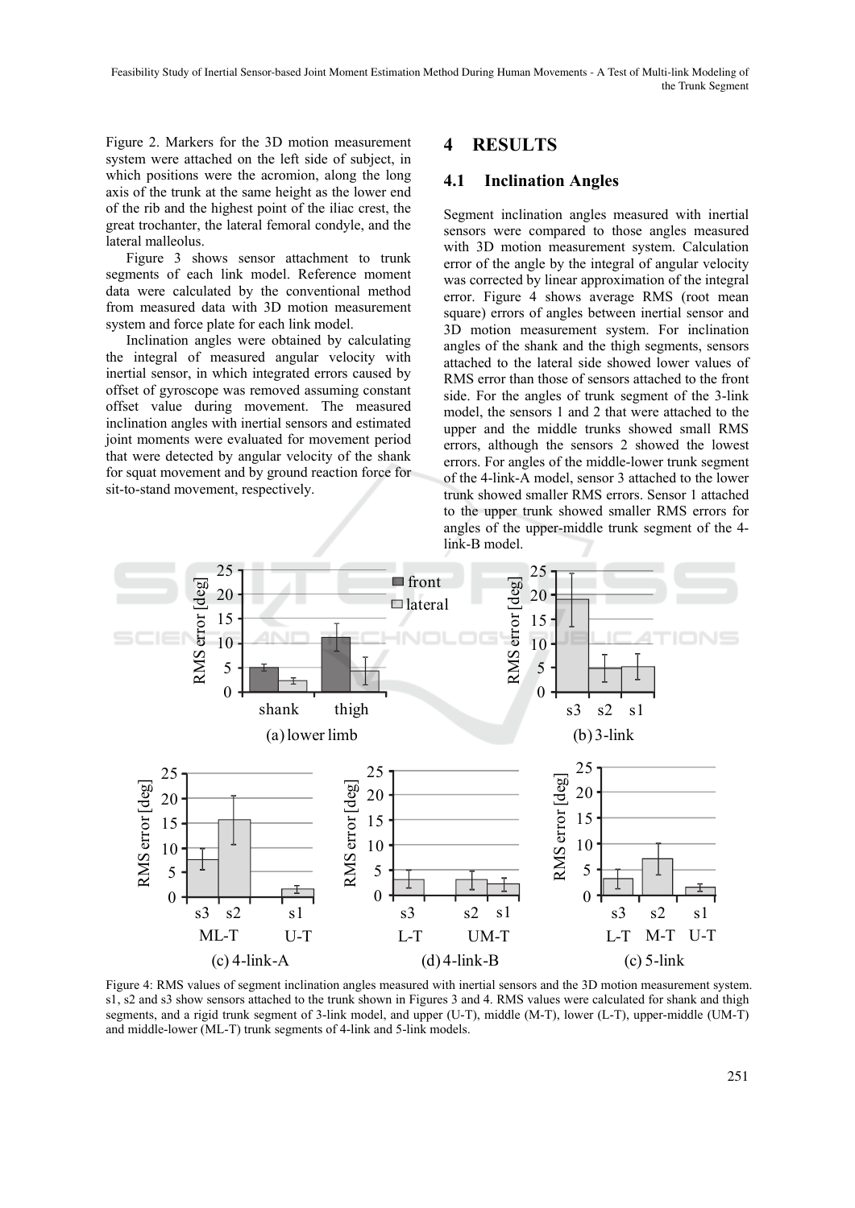Figure 2. Markers for the 3D motion measurement system were attached on the left side of subject, in which positions were the acromion, along the long axis of the trunk at the same height as the lower end of the rib and the highest point of the iliac crest, the great trochanter, the lateral femoral condyle, and the lateral malleolus.

Figure 3 shows sensor attachment to trunk segments of each link model. Reference moment data were calculated by the conventional method from measured data with 3D motion measurement system and force plate for each link model.

Inclination angles were obtained by calculating the integral of measured angular velocity with inertial sensor, in which integrated errors caused by offset of gyroscope was removed assuming constant offset value during movement. The measured inclination angles with inertial sensors and estimated joint moments were evaluated for movement period that were detected by angular velocity of the shank for squat movement and by ground reaction force for sit-to-stand movement, respectively.

## 4 RESULTS

### 4.1 Inclination Angles

Segment inclination angles measured with inertial sensors were compared to those angles measured with 3D motion measurement system. Calculation error of the angle by the integral of angular velocity was corrected by linear approximation of the integral error. Figure 4 shows average RMS (root mean square) errors of angles between inertial sensor and 3D motion measurement system. For inclination angles of the shank and the thigh segments, sensors attached to the lateral side showed lower values of RMS error than those of sensors attached to the front side. For the angles of trunk segment of the 3-link model, the sensors 1 and 2 that were attached to the upper and the middle trunks showed small RMS errors, although the sensors 2 showed the lowest errors. For angles of the middle-lower trunk segment of the 4-link-A model, sensor 3 attached to the lower trunk showed smaller RMS errors. Sensor 1 attached to the upper trunk showed smaller RMS errors for angles of the upper-middle trunk segment of the 4-link-B model.

Figure 4: RMS values of segment inclination angles measured with inertial sensors and the 3D motion measurement system. s1, s2 and s3 show sensors attached to the trunk shown in Figures 3 and 4. RMS values were calculated for shank and thigh segments, and a rigid trunk segment of 3-link model, and upper (U-T), middle (M-T), lower (L-T), upper-middle (UM-T) and middle-lower (ML-T) trunk segments of 4-link and 5-link models.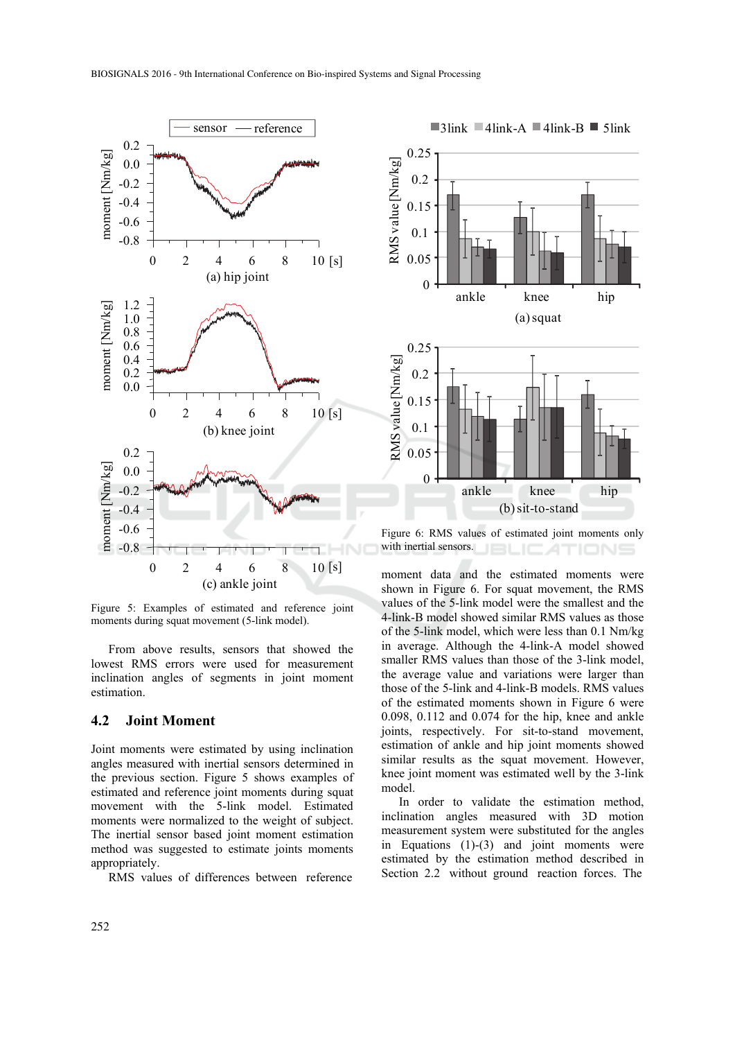Figure 5: Examples of estimated and reference joint moments during squat movement (5-link model).

From above results, sensors that showed the lowest RMS errors were used for measurement inclination angles of segments in joint moment estimation.

## 4.2 Joint Moment

Joint moments were estimated by using inclination angles measured with inertial sensors determined in the previous section. Figure 5 shows examples of estimated and reference joint moments during squat movement with the 5-link model. Estimated moments were normalized to the weight of subject. The inertial sensor based joint moment estimation method was suggested to estimate joints moments appropriately.

RMS values of differences between reference moment data and the estimated moments were shown in Figure 6. For squat movement, the RMS values of the 5-link model were the smallest and the 4-link-B model showed similar RMS values as those of the 5-link model, which were less than 0.1 Nm/kg in average. Although the 4-link-A model showed smaller RMS values than those of the 3-link model, the average value and variations were larger than those of the 5-link and 4-link-B models. RMS values of the estimated moments shown in Figure 6 were 0.098, 0.112 and 0.074 for the hip, knee and ankle joints, respectively. For sit-to-stand movement, estimation of ankle and hip joint moments showed similar results as the squat movement. However, knee joint moment was estimated well by the 3-link model.

Figure 6: RMS values of estimated joint moments only with inertial sensors.

In order to validate the estimation method, inclination angles measured with 3D motion measurement system were substituted for the angles in Equations (1)-(3) and joint moments were estimated by the estimation method described in Section 2.2 without ground reaction forces. The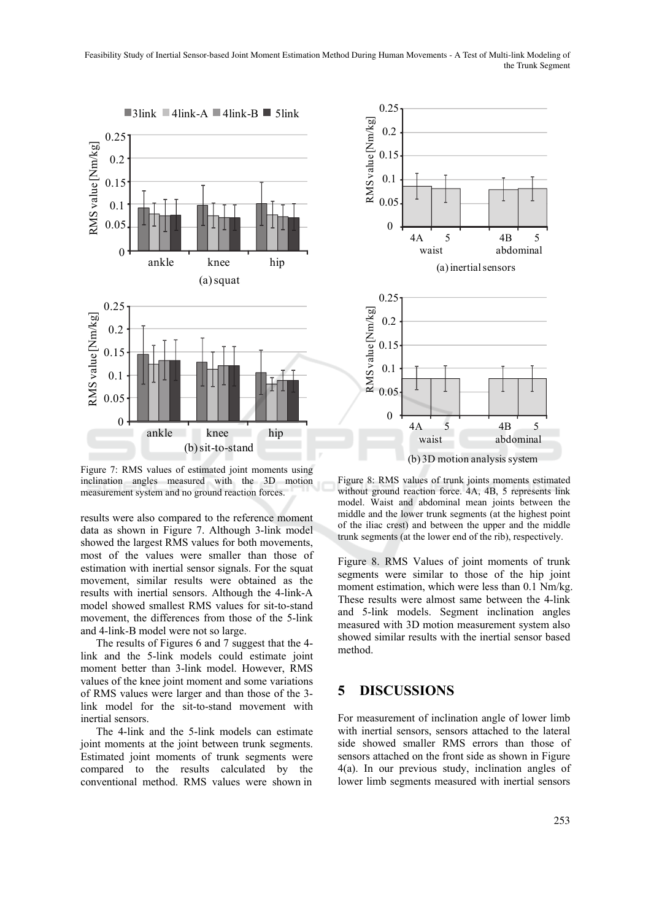Figure 7: RMS values of estimated joint moments using inclination angles measured with the 3D motion measurement system and no ground reaction forces.

results were also compared to the reference moment data as shown in Figure 7. Although 3-link model showed the largest RMS values for both movements, most of the values were smaller than those of estimation with inertial sensor signals. For the squat movement, similar results were obtained as the results with inertial sensors. Although the 4-link-A model showed smallest RMS values for sit-to-stand movement, the differences from those of the 5-link and 4-link-B model were not so large.

The results of Figures 6 and 7 suggest that the 4-link and the 5-link models could estimate joint moment better than 3-link model. However, RMS values of the knee joint moment and some variations of RMS values were larger and than those of the 3-link model for the sit-to-stand movement with inertial sensors.

The 4-link and the 5-link models can estimate joint moments at the joint between trunk segments. Estimated joint moments of trunk segments were compared to the results calculated by the conventional method. RMS values were shown in Figure 8. RMS Values of joint moments of trunk segments were similar to those of the hip joint moment estimation, which were less than 0.1 Nm/kg. These results were almost same between the 4-link and 5-link models. Segment inclination angles measured with 3D motion measurement system also showed similar results with the inertial sensor based method.

Figure 8: RMS values of trunk joints moments estimated without ground reaction force. 4A, 4B, 5 represents link model. Waist and abdominal mean joints between the middle and the lower trunk segments (at the highest point of the iliac crest) and between the upper and the middle trunk segments (at the lower end of the rib), respectively.

## 5 DISCUSSIONS

For measurement of inclination angle of lower limb with inertial sensors, sensors attached to the lateral side showed smaller RMS errors than those of sensors attached on the front side as shown in Figure 4(a). In our previous study, inclination angles of lower limb segments measured with inertial sensors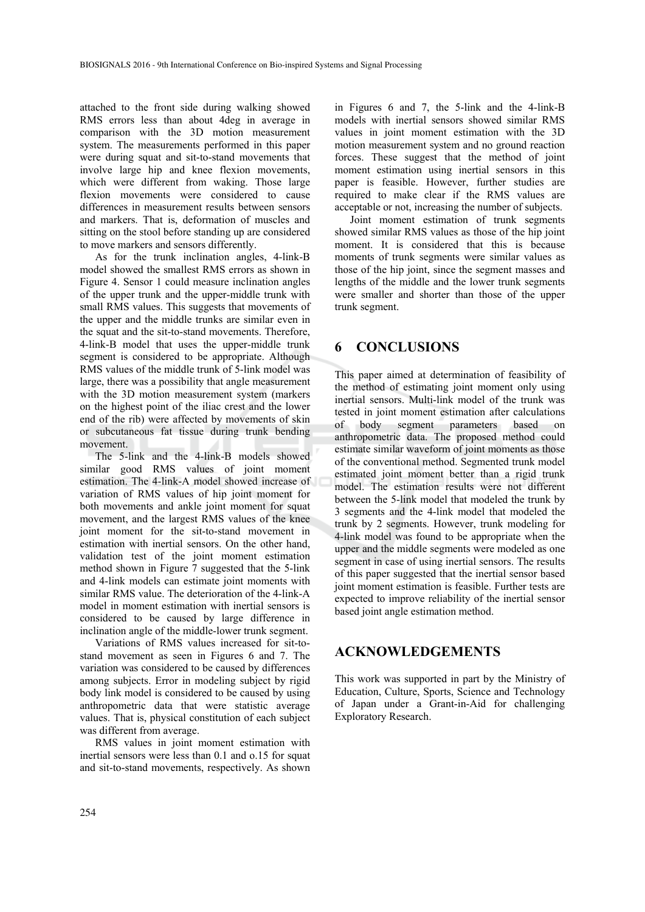attached to the front side during walking showed RMS errors less than about 4deg in average in comparison with the 3D motion measurement system. The measurements performed in this paper were during squat and sit-to-stand movements that involve large hip and knee flexion movements, which were different from waking. Those large flexion movements were considered to cause differences in measurement results between sensors and markers. That is, deformation of muscles and sitting on the stool before standing up are considered to move markers and sensors differently.

As for the trunk inclination angles, 4-link-B model showed the smallest RMS errors as shown in Figure 4. Sensor 1 could measure inclination angles of the upper trunk and the upper-middle trunk with small RMS values. This suggests that movements of the upper and the middle trunks are similar even in the squat and the sit-to-stand movements. Therefore, 4-link-B model that uses the upper-middle trunk segment is considered to be appropriate. Although RMS values of the middle trunk of 5-link model was large, there was a possibility that angle measurement with the 3D motion measurement system (markers on the highest point of the iliac crest and the lower end of the rib) were affected by movements of skin or subcutaneous fat tissue during trunk bending movement.

The 5-link and the 4-link-B models showed similar good RMS values of joint moment estimation. The 4-link-A model showed increase of variation of RMS values of hip joint moment for both movements and ankle joint moment for squat movement, and the largest RMS values of the knee joint moment for the sit-to-stand movement in estimation with inertial sensors. On the other hand, validation test of the joint moment estimation method shown in Figure 7 suggested that the 5-link and 4-link models can estimate joint moments with similar RMS value. The deterioration of the 4-link-A model in moment estimation with inertial sensors is considered to be caused by large difference in inclination angle of the middle-lower trunk segment.

Variations of RMS values increased for sit-to-stand movement as seen in Figures 6 and 7. The variation was considered to be caused by differences among subjects. Error in modeling subject by rigid body link model is considered to be caused by using anthropometric data that were statistic average values. That is, physical constitution of each subject was different from average.

RMS values in joint moment estimation with inertial sensors were less than 0.1 and o.15 for squat and sit-to-stand movements, respectively. As shown in Figures 6 and 7, the 5-link and the 4-link-B models with inertial sensors showed similar RMS values in joint moment estimation with the 3D motion measurement system and no ground reaction forces. These suggest that the method of joint moment estimation using inertial sensors in this paper is feasible. However, further studies are required to make clear if the RMS values are acceptable or not, increasing the number of subjects.

Joint moment estimation of trunk segments showed similar RMS values as those of the hip joint moment. It is considered that this is because moments of trunk segments were similar values as those of the hip joint, since the segment masses and lengths of the middle and the lower trunk segments were smaller and shorter than those of the upper trunk segment.

## 6 CONCLUSIONS

This paper aimed at determination of feasibility of the method of estimating joint moment only using inertial sensors. Multi-link model of the trunk was tested in joint moment estimation after calculations of body segment parameters based on anthropometric data. The proposed method could estimate similar waveform of joint moments as those of the conventional method. Segmented trunk model estimated joint moment better than a rigid trunk model. The estimation results were not different between the 5-link model that modeled the trunk by 3 segments and the 4-link model that modeled the trunk by 2 segments. However, trunk modeling for 4-link model was found to be appropriate when the upper and the middle segments were modeled as one segment in case of using inertial sensors. The results of this paper suggested that the inertial sensor based joint moment estimation is feasible. Further tests are expected to improve reliability of the inertial sensor based joint angle estimation method.

## ACKNOWLEDGEMENTS

This work was supported in part by the Ministry of Education, Culture, Sports, Science and Technology of Japan under a Grant-in-Aid for challenging Exploratory Research.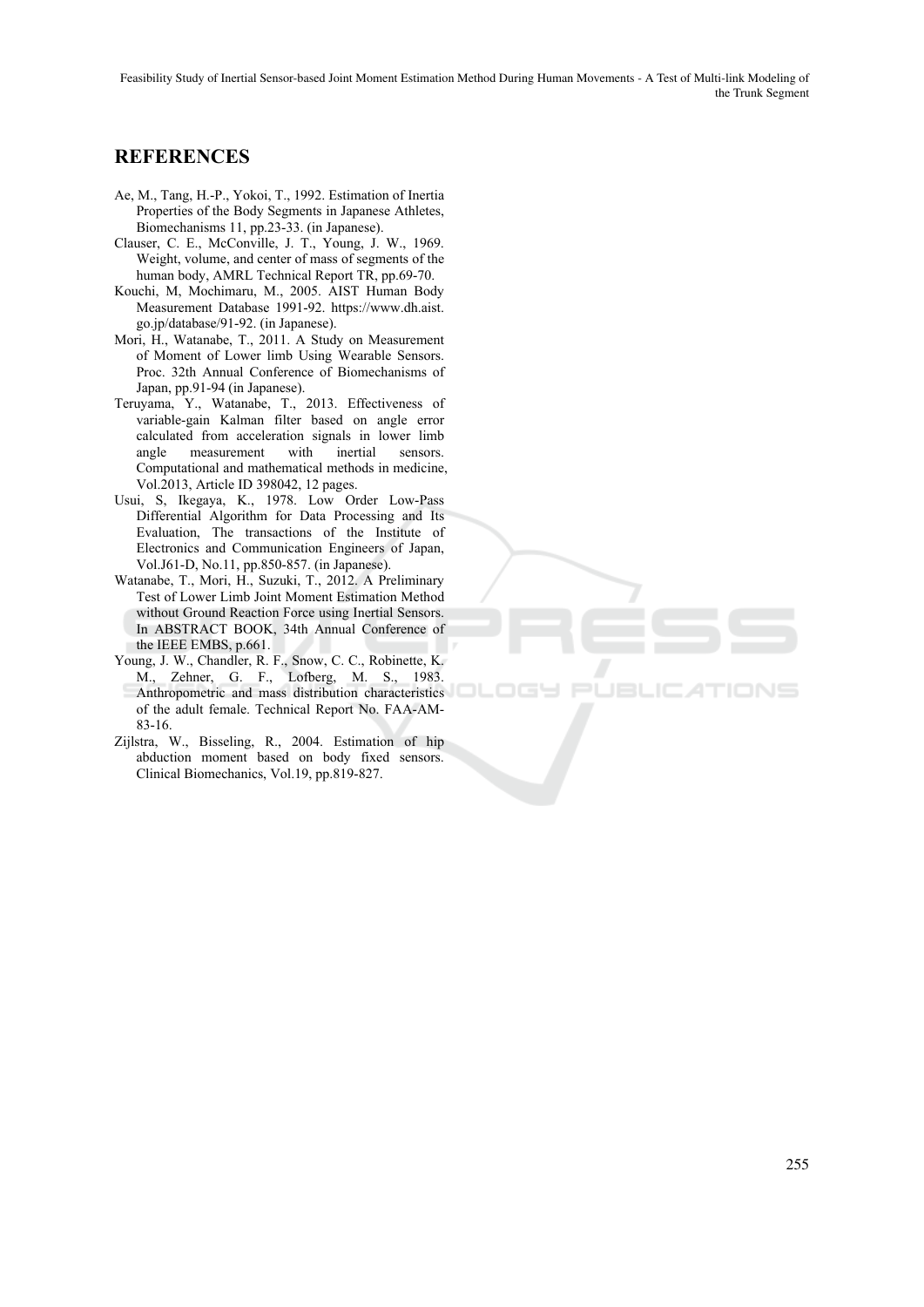## REFERENCES

Ae, M., Tang, H.-P., Yokoi, T., 1992. Estimation of Inertia Properties of the Body Segments in Japanese Athletes, Biomechanisms 11, pp.23-33. (in Japanese).

Clauser, C. E., McConville, J. T., Young, J. W., 1969. Weight, volume, and center of mass of segments of the human body, AMRL Technical Report TR, pp.69-70.

Kouchi, M, Mochimaru, M., 2005. AIST Human Body Measurement Database 1991-92. https://www.dh.aist.go.jp/database/91-92. (in Japanese).

Mori, H., Watanabe, T., 2011. A Study on Measurement of Moment of Lower limb Using Wearable Sensors. Proc. 32th Annual Conference of Biomechanisms of Japan, pp.91-94 (in Japanese).

Teruyama, Y., Watanabe, T., 2013. Effectiveness of variable-gain Kalman filter based on angle error calculated from acceleration signals in lower limb angle measurement with inertial sensors. Computational and mathematical methods in medicine, Vol.2013, Article ID 398042, 12 pages.

Usui, S, Ikegaya, K., 1978. Low Order Low-Pass Differential Algorithm for Data Processing and Its Evaluation, The transactions of the Institute of Electronics and Communication Engineers of Japan, Vol.J61-D, No.11, pp.850-857. (in Japanese).

Watanabe, T., Mori, H., Suzuki, T., 2012. A Preliminary Test of Lower Limb Joint Moment Estimation Method without Ground Reaction Force using Inertial Sensors. In ABSTRACT BOOK, 34th Annual Conference of the IEEE EMBS, p.661.

Young, J. W., Chandler, R. F., Snow, C. C., Robinette, K. M., Zehner, G. F., Lofberg, M. S., 1983. Anthropometric and mass distribution characteristics of the adult female. Technical Report No. FAA-AM-83-16.

Zijlstra, W., Bisseling, R., 2004. Estimation of hip abduction moment based on body fixed sensors. Clinical Biomechanics, Vol.19, pp.819-827.